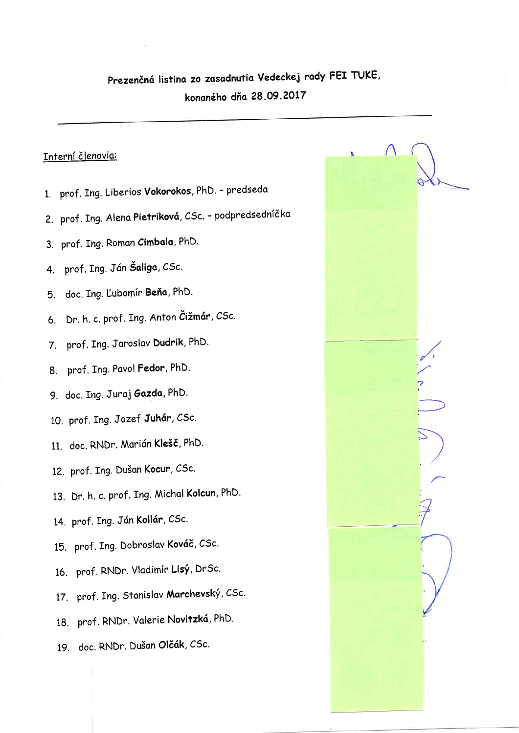Prezenčná listina zo zasadnutia Vedeckej rady FEI TUKE, konaného dňa 28.09.2017

---

Interní členovia:

1. prof. Ing. Liberios **Vokorokos**, PhD. - predseda
2. prof. Ing. Alena **Pietriková**, CSc. - podpredsedníčka
3. prof. Ing. Roman **Cimbala**, PhD.
4. prof. Ing. Ján **Šaliga**, CSc.
5. doc. Ing. Ľubomír **Beňa**, PhD.
6. Dr. h. c. prof. Ing. Anton **Čižmár**, CSc.
7. prof. Ing. Jaroslav **Dudrik**, PhD.
8. prof. Ing. Pavol **Fedor**, PhD.
9. doc. Ing. Juraj **Gazda**, PhD.
10. prof. Ing. Jozef **Juhár**, CSc.
11. doc. RNDr. Marián **Klešč**, PhD.
12. prof. Ing. Dušan **Kocur**, CSc.
13. Dr. h. c. prof. Ing. Michal **Kolcun**, PhD.
14. prof. Ing. Ján **Kollár**, CSc.
15. prof. Ing. Dobroslav **Kováč**, CSc.
16. prof. RNDr. Vladimír **Lisý**, DrSc.
17. prof. Ing. Stanislav **Marchevský**, CSc.
18. prof. RNDr. Valerie **Novitzká**, PhD.
19. doc. RNDr. Dušan **Olčák**, CSc.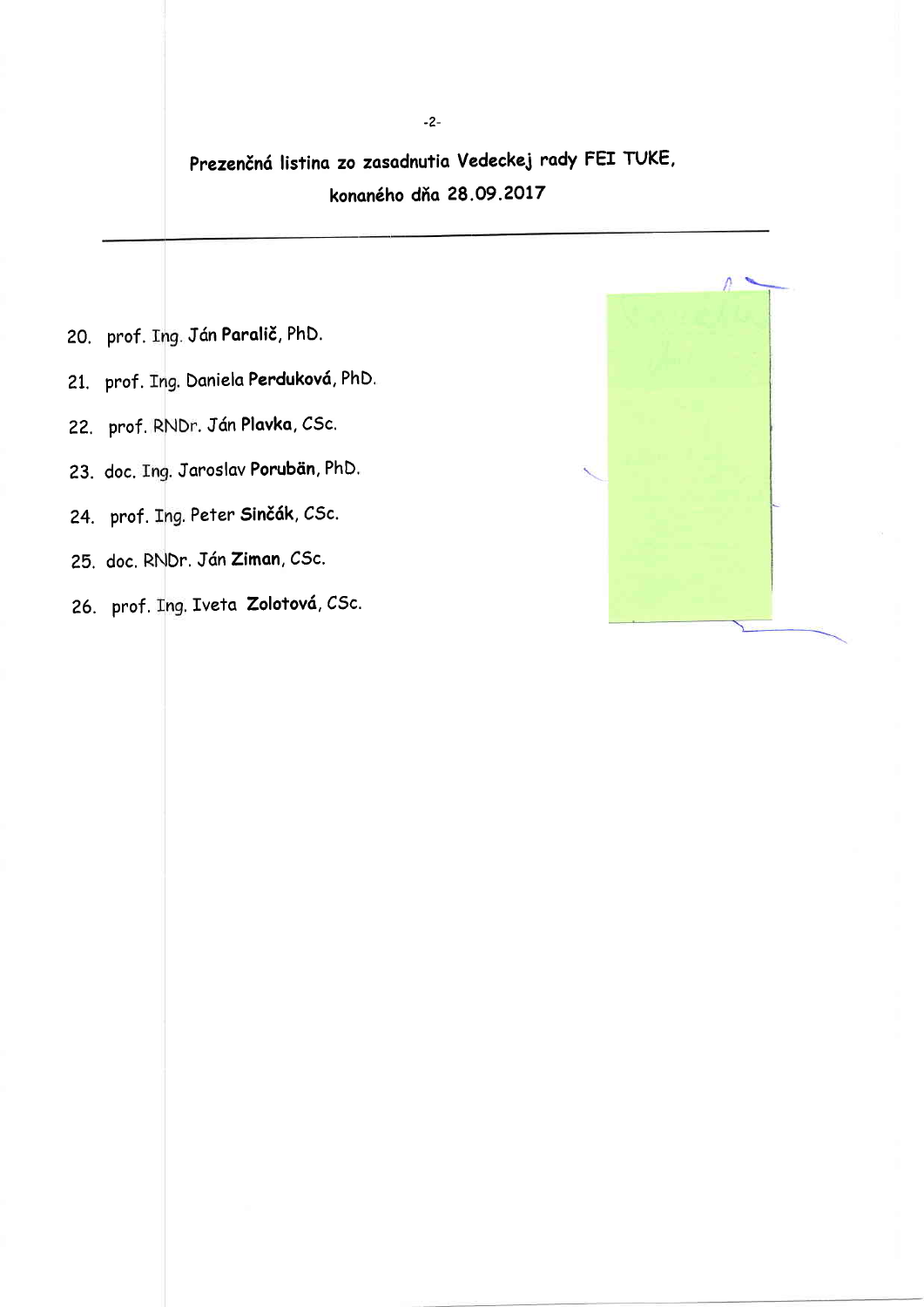## Prezenčná listina zo zasadnutia Vedeckej rady FEI TUKE, konaného dňa 28.09.2017

---

20. prof. Ing. Ján **Paralič**, PhD.
21. prof. Ing. Daniela **Perduková**, PhD.
22. prof. RNDr. Ján **Plavka**, CSc.
23. doc. Ing. Jaroslav **Porubän**, PhD.
24. prof. Ing. Peter **Sinčák**, CSc.
25. doc. RNDr. Ján **Ziman**, CSc.
26. prof. Ing. Iveta **Zolotová**, CSc.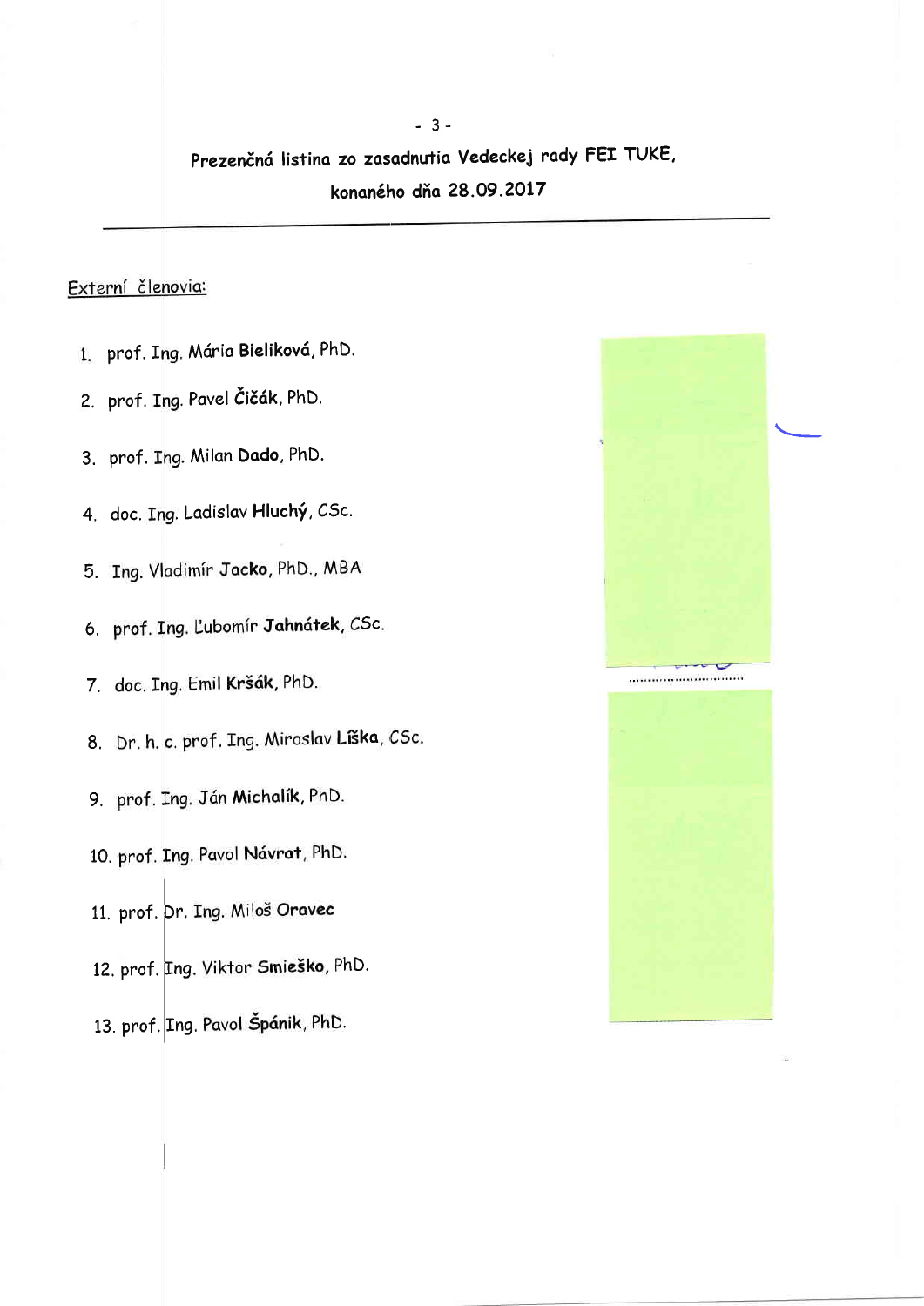**Prezenčná listina zo zasadnutia Vedeckej rady FEI TUKE, konaného dňa 28.09.2017**

Externí členovia:

1. prof. Ing. Mária **Bieliková**, PhD.
2. prof. Ing. Pavel **Čičák**, PhD.
3. prof. Ing. Milan **Dado**, PhD.
4. doc. Ing. Ladislav **Hluchý**, CSc.
5. Ing. Vladimír **Jacko**, PhD., MBA
6. prof. Ing. Ľubomír **Jahnátek**, CSc.
7. doc. Ing. Emil **Kršák**, PhD.
8. Dr. h. c. prof. Ing. Miroslav **Líška**, CSc.
9. prof. Ing. Ján **Michalík**, PhD.
10. prof. Ing. Pavol **Návrat**, PhD.
11. prof. Dr. Ing. Miloš **Oravec**
12. prof. Ing. Viktor **Smieško**, PhD.
13. prof. Ing. Pavol **Špánik**, PhD.